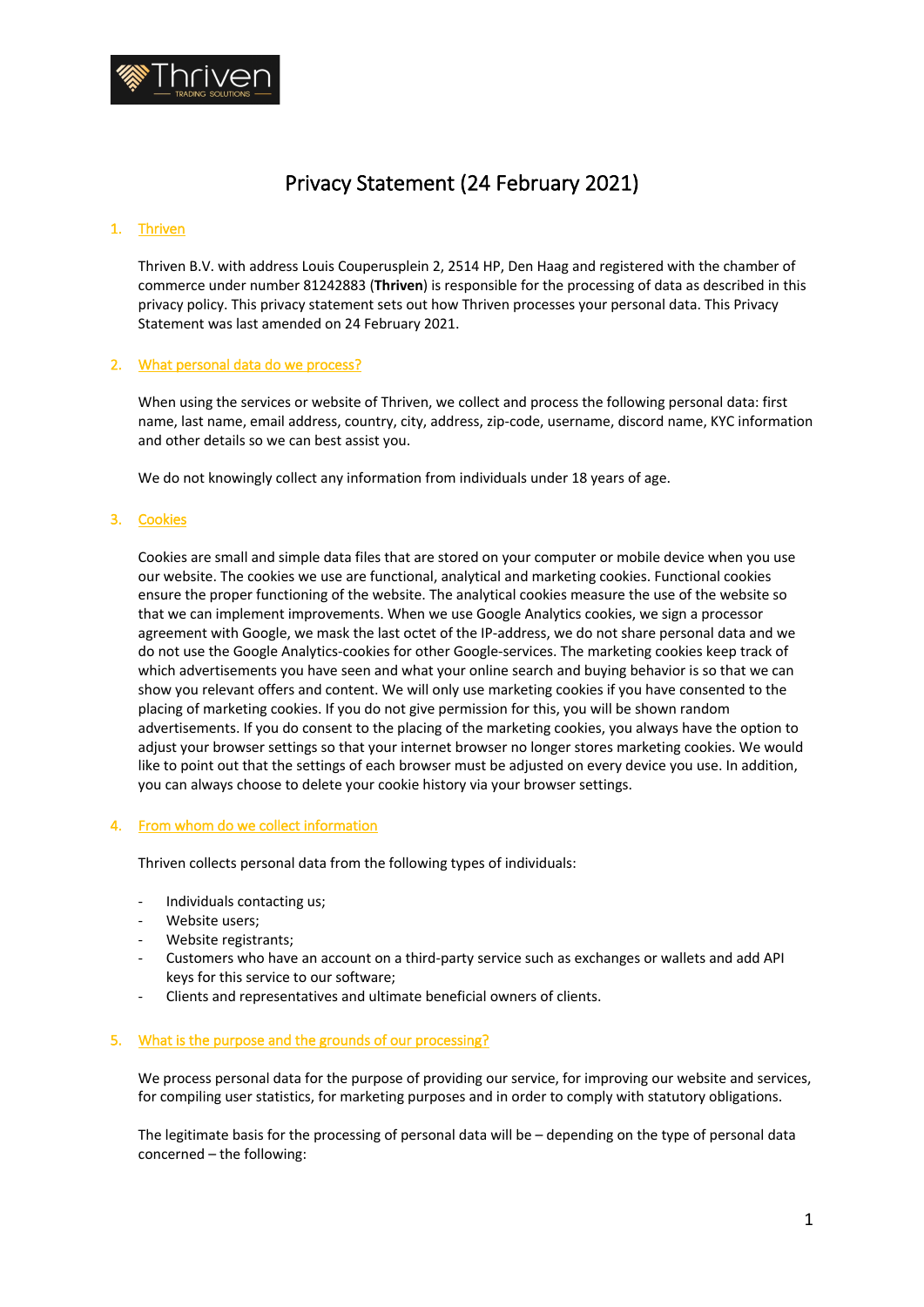# Privacy Statement (24 February 2021)

## 1. Thriven

Thriven B.V. with address Louis Couperusplein 2, 2514 HP, Den Haag and registered with the chamber of commerce under number 81242883 (**Thriven**) is responsible for the processing of data as described in this privacy policy. This privacy statement sets out how Thriven processes your personal data. This Privacy Statement was last amended on 24 February 2021.

## 2. What personal data do we process?

When using the services or website of Thriven, we collect and process the following personal data: first name, last name, email address, country, city, address, zip-code, username, discord name, KYC information and other details so we can best assist you.

We do not knowingly collect any information from individuals under 18 years of age.

## 3. Cookies

Cookies are small and simple data files that are stored on your computer or mobile device when you use our website. The cookies we use are functional, analytical and marketing cookies. Functional cookies ensure the proper functioning of the website. The analytical cookies measure the use of the website so that we can implement improvements. When we use Google Analytics cookies, we sign a processor agreement with Google, we mask the last octet of the IP-address, we do not share personal data and we do not use the Google Analytics-cookies for other Google-services. The marketing cookies keep track of which advertisements you have seen and what your online search and buying behavior is so that we can show you relevant offers and content. We will only use marketing cookies if you have consented to the placing of marketing cookies. If you do not give permission for this, you will be shown random advertisements. If you do consent to the placing of the marketing cookies, you always have the option to adjust your browser settings so that your internet browser no longer stores marketing cookies. We would like to point out that the settings of each browser must be adjusted on every device you use. In addition, you can always choose to delete your cookie history via your browser settings.

## 4. From whom do we collect information

Thriven collects personal data from the following types of individuals:

- Individuals contacting us;
- Website users;
- Website registrants;
- Customers who have an account on a third-party service such as exchanges or wallets and add API keys for this service to our software;
- Clients and representatives and ultimate beneficial owners of clients.

## 5. What is the purpose and the grounds of our processing?

We process personal data for the purpose of providing our service, for improving our website and services, for compiling user statistics, for marketing purposes and in order to comply with statutory obligations.

The legitimate basis for the processing of personal data will be – depending on the type of personal data concerned – the following: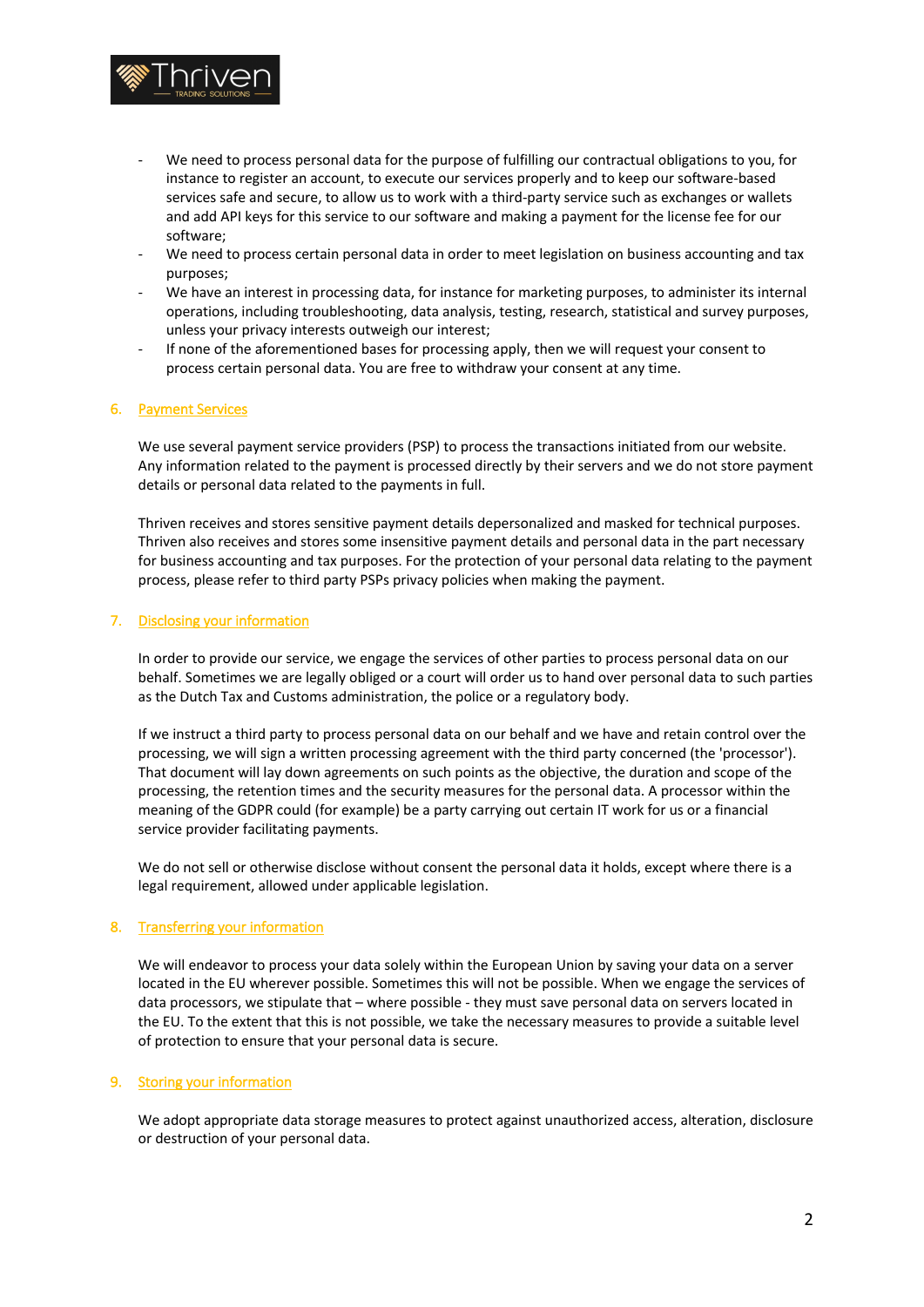- We need to process personal data for the purpose of fulfilling our contractual obligations to you, for instance to register an account, to execute our services properly and to keep our software-based services safe and secure, to allow us to work with a third-party service such as exchanges or wallets and add API keys for this service to our software and making a payment for the license fee for our software;
- We need to process certain personal data in order to meet legislation on business accounting and tax purposes;
- We have an interest in processing data, for instance for marketing purposes, to administer its internal operations, including troubleshooting, data analysis, testing, research, statistical and survey purposes, unless your privacy interests outweigh our interest;
- If none of the aforementioned bases for processing apply, then we will request your consent to process certain personal data. You are free to withdraw your consent at any time.

## 6. Payment Services

We use several payment service providers (PSP) to process the transactions initiated from our website. Any information related to the payment is processed directly by their servers and we do not store payment details or personal data related to the payments in full.

Thriven receives and stores sensitive payment details depersonalized and masked for technical purposes. Thriven also receives and stores some insensitive payment details and personal data in the part necessary for business accounting and tax purposes. For the protection of your personal data relating to the payment process, please refer to third party PSPs privacy policies when making the payment.

## 7. Disclosing your information

In order to provide our service, we engage the services of other parties to process personal data on our behalf. Sometimes we are legally obliged or a court will order us to hand over personal data to such parties as the Dutch Tax and Customs administration, the police or a regulatory body.

If we instruct a third party to process personal data on our behalf and we have and retain control over the processing, we will sign a written processing agreement with the third party concerned (the 'processor'). That document will lay down agreements on such points as the objective, the duration and scope of the processing, the retention times and the security measures for the personal data. A processor within the meaning of the GDPR could (for example) be a party carrying out certain IT work for us or a financial service provider facilitating payments.

We do not sell or otherwise disclose without consent the personal data it holds, except where there is a legal requirement, allowed under applicable legislation.

## 8. Transferring your information

We will endeavor to process your data solely within the European Union by saving your data on a server located in the EU wherever possible. Sometimes this will not be possible. When we engage the services of data processors, we stipulate that – where possible - they must save personal data on servers located in the EU. To the extent that this is not possible, we take the necessary measures to provide a suitable level of protection to ensure that your personal data is secure.

## 9. Storing your information

We adopt appropriate data storage measures to protect against unauthorized access, alteration, disclosure or destruction of your personal data.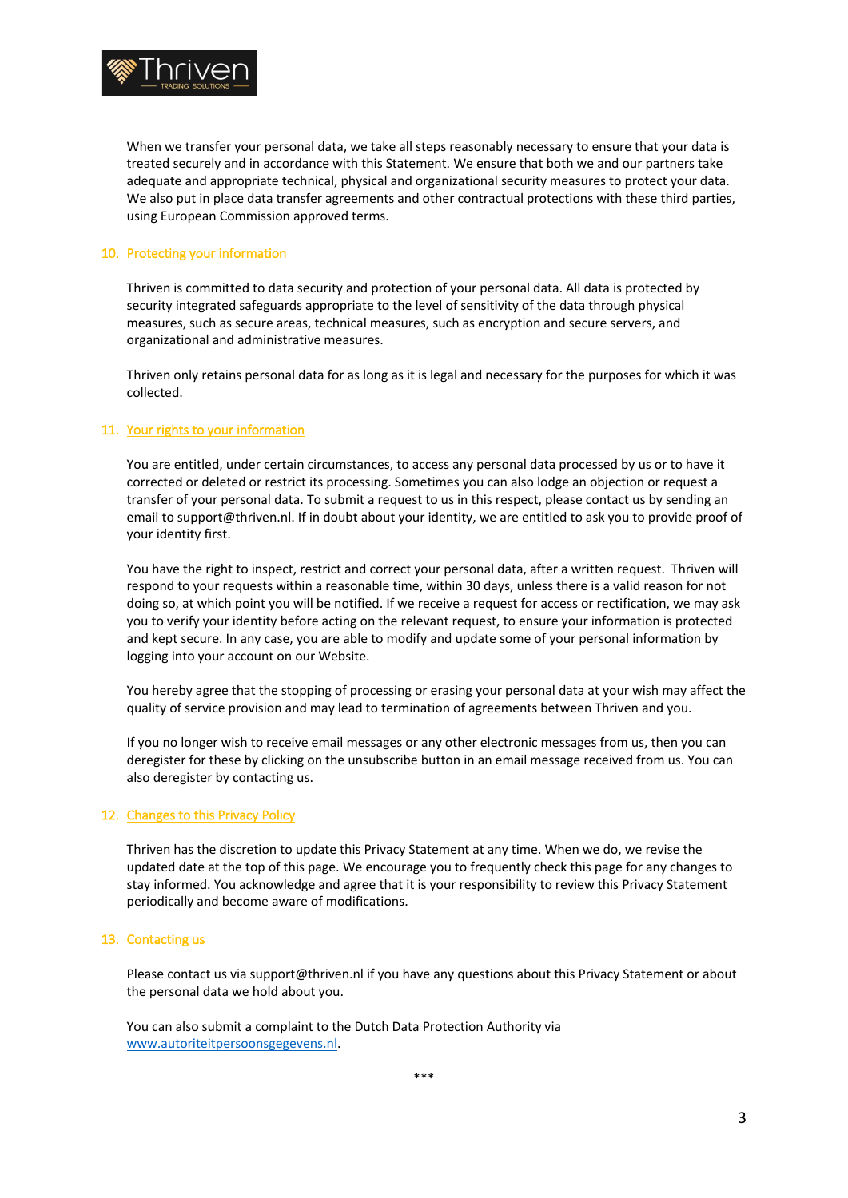When we transfer your personal data, we take all steps reasonably necessary to ensure that your data is treated securely and in accordance with this Statement. We ensure that both we and our partners take adequate and appropriate technical, physical and organizational security measures to protect your data. We also put in place data transfer agreements and other contractual protections with these third parties, using European Commission approved terms.

## 10. Protecting your information

Thriven is committed to data security and protection of your personal data. All data is protected by security integrated safeguards appropriate to the level of sensitivity of the data through physical measures, such as secure areas, technical measures, such as encryption and secure servers, and organizational and administrative measures.

Thriven only retains personal data for as long as it is legal and necessary for the purposes for which it was collected.

## 11. Your rights to your information

You are entitled, under certain circumstances, to access any personal data processed by us or to have it corrected or deleted or restrict its processing. Sometimes you can also lodge an objection or request a transfer of your personal data. To submit a request to us in this respect, please contact us by sending an email to support@thriven.nl. If in doubt about your identity, we are entitled to ask you to provide proof of your identity first.

You have the right to inspect, restrict and correct your personal data, after a written request. Thriven will respond to your requests within a reasonable time, within 30 days, unless there is a valid reason for not doing so, at which point you will be notified. If we receive a request for access or rectification, we may ask you to verify your identity before acting on the relevant request, to ensure your information is protected and kept secure. In any case, you are able to modify and update some of your personal information by logging into your account on our Website.

You hereby agree that the stopping of processing or erasing your personal data at your wish may affect the quality of service provision and may lead to termination of agreements between Thriven and you.

If you no longer wish to receive email messages or any other electronic messages from us, then you can deregister for these by clicking on the unsubscribe button in an email message received from us. You can also deregister by contacting us.

## 12. Changes to this Privacy Policy

Thriven has the discretion to update this Privacy Statement at any time. When we do, we revise the updated date at the top of this page. We encourage you to frequently check this page for any changes to stay informed. You acknowledge and agree that it is your responsibility to review this Privacy Statement periodically and become aware of modifications.

## 13. Contacting us

Please contact us via support@thriven.nl if you have any questions about this Privacy Statement or about the personal data we hold about you.

You can also submit a complaint to the Dutch Data Protection Authority via [www.autoriteitpersoonsgegevens.nl](http://www.autoriteitpersoonsgegevens.nl).

***